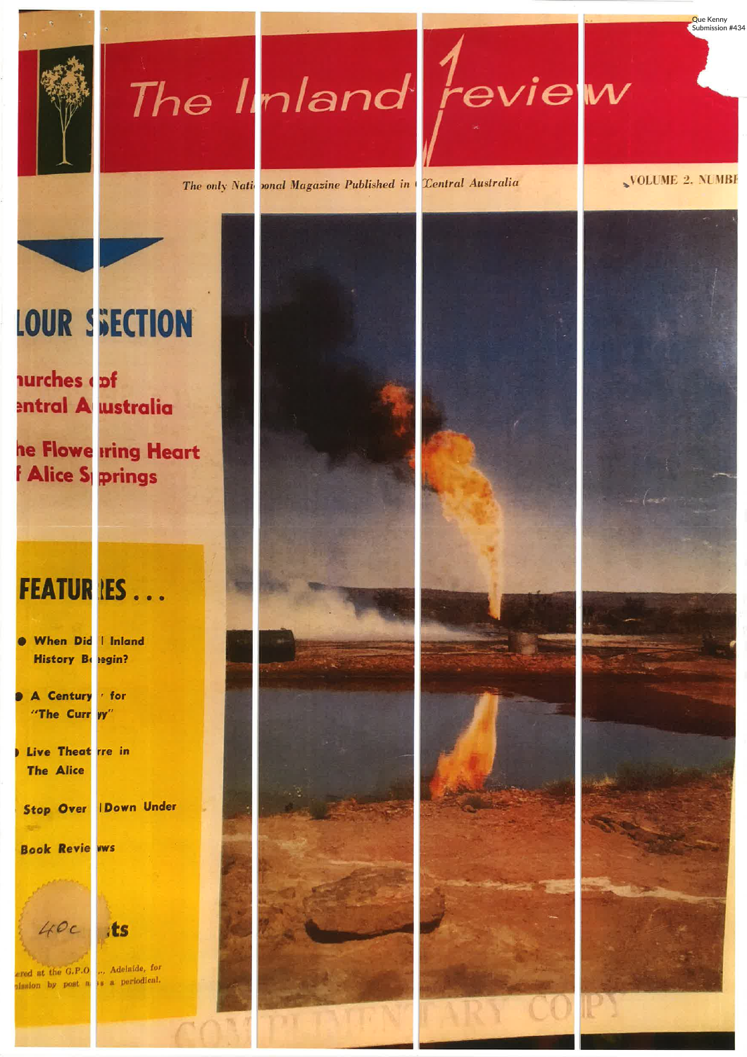Que Kenny
Submission #434

# The Inland Review

*The only National Magazine Published in Central Australia*

VOLUME 2. NUMBE

## COLOUR SECTION

**Churches of Central Australia**

**The Flowering Heart of Alice Springs**

## FEATURES . . .

- When Did Inland History Begin?
- A Century for "The Curry"
- Live Theatre in The Alice
- Stop Over Down Under
- Book Reviews

40c ...ts

...ered at the G.P.O., Adelaide, for ...mission by post as a periodical.

COMPLIMENTARY COPY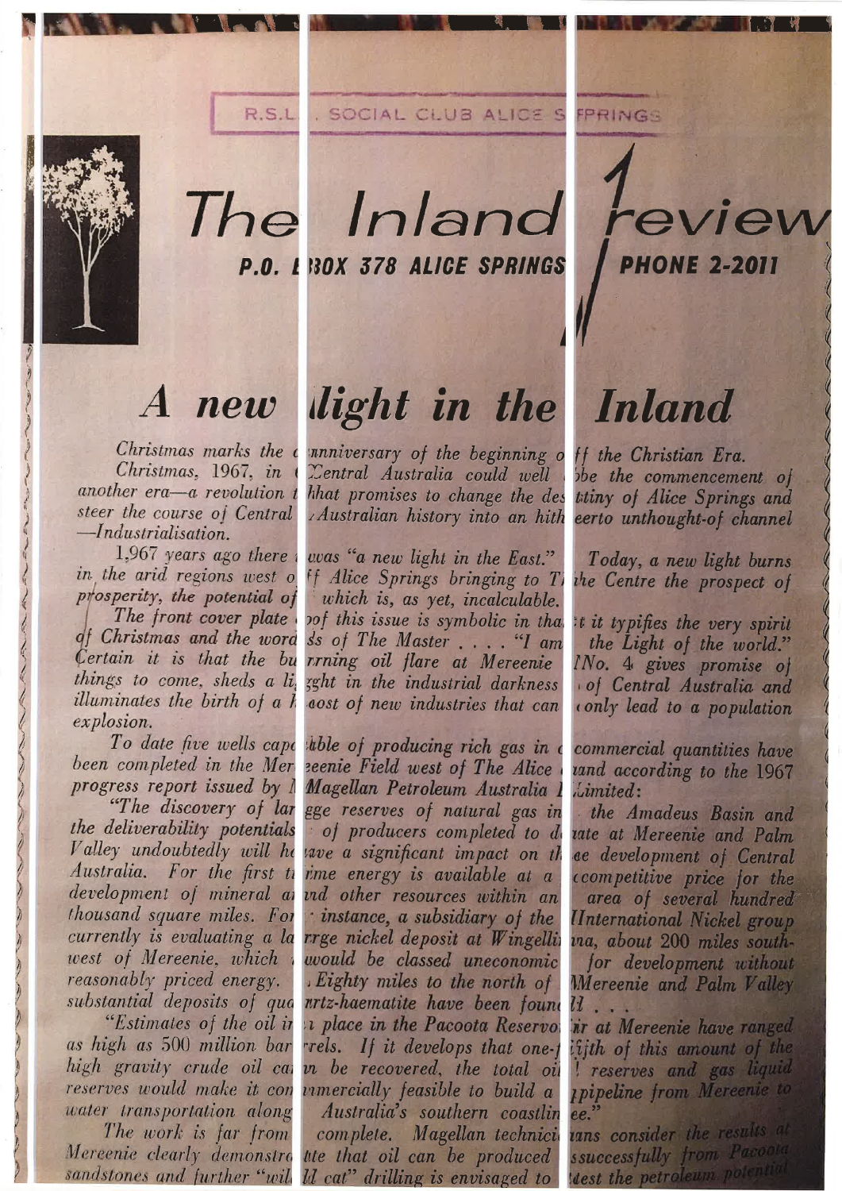R.S.L. SOCIAL CLUB ALICE SPRINGS

# The Inland review

**P.O. BOX 378 ALICE SPRINGS** **PHONE 2-2011**

# *A new light in the Inland*

*Christmas marks the anniversary of the beginning of the Christian Era.*

*Christmas, 1967, in Central Australia could well be the commencement of another era—a revolution that promises to change the destiny of Alice Springs and steer the course of Central Australian history into an hitherto unthought-of channel—Industrialisation.*

*1,967 years ago there was "a new light in the East." Today, a new light burns in the arid regions west of Alice Springs bringing to The Centre the prospect of prosperity, the potential of which is, as yet, incalculable.*

*The front cover plate of this issue is symbolic in that it typifies the very spirit of Christmas and the words of The Master . . . . "I am the Light of the world." Certain it is that the burning oil flare at Mereenie No. 4 gives promise of things to come, sheds a light in the industrial darkness of Central Australia and illuminates the birth of a host of new industries that can only lead to a population explosion.*

*To date five wells capable of producing rich gas in commercial quantities have been completed in the Mereenie Field west of The Alice and according to the 1967 progress report issued by Magellan Petroleum Australia Limited:*

*"The discovery of large reserves of natural gas in the Amadeus Basin and the deliverability potentials of producers completed to date at Mereenie and Palm Valley undoubtedly will have a significant impact on the development of Central Australia. For the first time energy is available at a competitive price for the development of mineral and other resources within an area of several hundred thousand square miles. For instance, a subsidiary of the International Nickel group currently is evaluating a large nickel deposit at Wingellina, about 200 miles south-west of Mereenie, which would be classed uneconomic for development without reasonably priced energy. Eighty miles to the north of Mereenie and Palm Valley substantial deposits of quartz-haematite have been found . . .*

*"Estimates of the oil in place in the Pacoota Reservoir at Mereenie have ranged as high as 500 million barrels. If it develops that one-fifth of this amount of the high gravity crude oil can be recovered, the total oil reserves and gas liquid reserves would make it commercially feasible to build a pipeline from Mereenie to water transportation along Australia's southern coastline."*

*The work is far from complete. Magellan technicians consider the results at Mereenie clearly demonstrate that oil can be produced successfully from Pacoota sandstones and further "wild cat" drilling is envisaged to test the petroleum potential*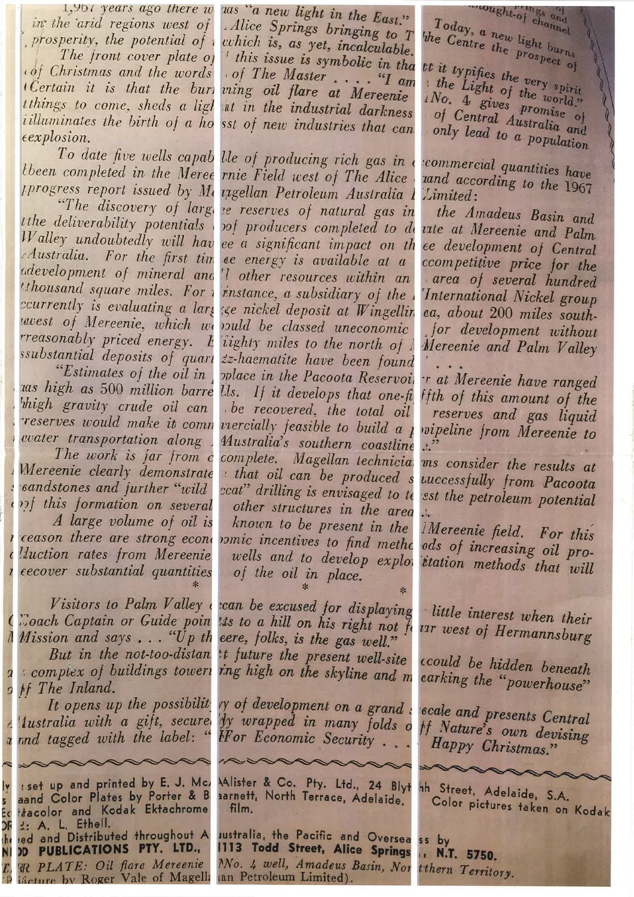1,967 years ago there was "a new light in the East." Today, a new light burns in the arid regions west of Alice Springs bringing to The Centre the prospect of prosperity, the potential of which is, as yet, incalculable.

The front cover plate of this issue is symbolic in that it typifies the very spirit of Christmas and the words of The Master . . . . "I am the Light of the world." Certain it is that the burning oil flare at Mereenie No. 4 gives promise of things to come, sheds a light in the industrial darkness of Central Australia and illuminates the birth of a host of new industries that can only lead to a population explosion.

To date five wells capable of producing rich gas in commercial quantities have been completed in the Mereenie Field west of The Alice and according to the 1967 progress report issued by Magellan Petroleum Australia Limited:

*"The discovery of large reserves of natural gas in the Amadeus Basin and the deliverability potentials of producers completed to date at Mereenie and Palm Valley undoubtedly will have a significant impact on the development of Central Australia. For the first time energy is available at a competitive price for the development of mineral and all other resources within an area of several hundred thousand square miles. For instance, a subsidiary of the International Nickel group currently is evaluating a large nickel deposit at Wingellina, about 200 miles south-west of Mereenie, which would be classed uneconomic for development without reasonably priced energy. Eighty miles to the north of Mereenie and Palm Valley substantial deposits of quartz-haematite have been found . . .*

*"Estimates of the oil in place in the Pacoota Reservoir at Mereenie have ranged as high as 500 million barrels. If it develops that one-fifth of this amount of the high gravity crude oil can be recovered, the total oil reserves and gas liquid reserves would make it commercially feasible to build a pipeline from Mereenie to water transportation along Australia's southern coastline ."*

*The work is far from complete. Magellan technicians consider the results at Mereenie clearly demonstrate that oil can be produced successfully from Pacoota sandstones and further "wild cat" drilling is envisaged to test the petroleum potential of this formation on several other structures in the area .:.*

*A large volume of oil is known to be present in the Mereenie field. For this reason there are strong economic incentives to find methods of increasing oil production rates from Mereenie wells and to develop exploitation methods that will recover substantial quantities of the oil in place.*

\* \* \*

Visitors to Palm Valley can be excused for displaying little interest when their Coach Captain or Guide points to a hill on his right not far west of Hermannsburg Mission and says . . . "Up there, folks, is the gas well."

But in the not-too-distant future the present well-site could be hidden beneath a complex of buildings towering high on the skyline and marking the "powerhouse" of The Inland.

It opens up the possibility of development on a grand scale and presents Central Australia with a gift, securely wrapped in many folds of Nature's own devising and tagged with the label: "For Economic Security . . . Happy Christmas."

---

Type set up and printed by E. J. McAlister & Co. Pty. Ltd., 24 Blyth Street, Adelaide, S.A.
Plates and Color Plates by Porter & Barnett, North Terrace, Adelaide. Color pictures taken on Kodak Ektacolor and Kodak Ektachrome film.
EDITOR: A. L. Ethell.
Published and Distributed throughout Australia, the Pacific and Overseas by
NIBOD PUBLICATIONS PTY. LTD., 113 Todd Street, Alice Springs, N.T. 5750.
COVER PLATE: Oil flare Mereenie No. 4 well, Amadeus Basin, Northern Territory.
Picture by Roger Vale of Magellan Petroleum Limited).